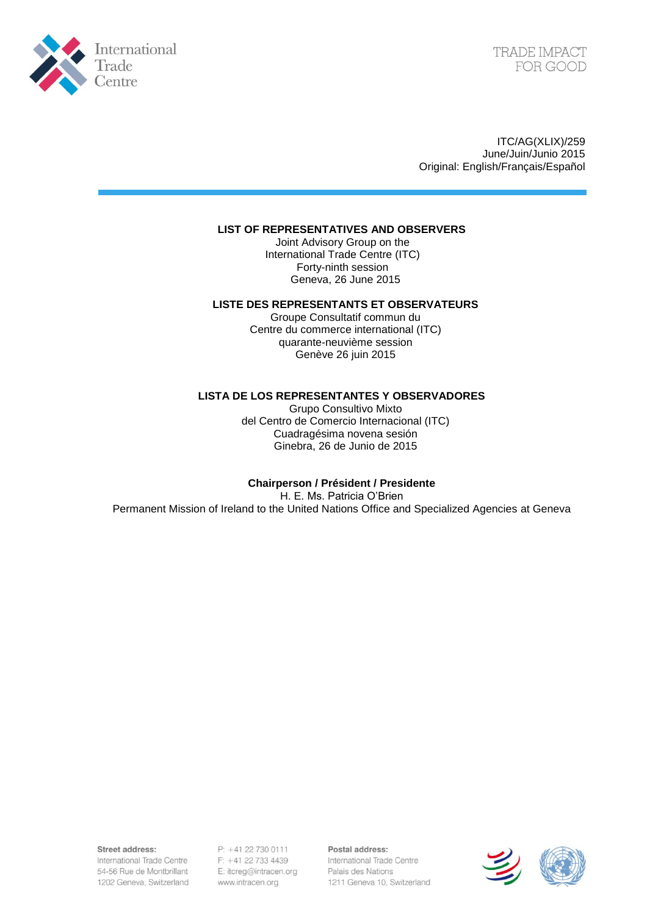International Trade Centre

TRADE IMPACT FOR GOOD

ITC/AG(XLIX)/259
June/Juin/Junio 2015
Original: English/Français/Español

## LIST OF REPRESENTATIVES AND OBSERVERS

Joint Advisory Group on the
International Trade Centre (ITC)
Forty-ninth session
Geneva, 26 June 2015

## LISTE DES REPRESENTANTS ET OBSERVATEURS

Groupe Consultatif commun du
Centre du commerce international (ITC)
quarante-neuvième session
Genève 26 juin 2015

## LISTA DE LOS REPRESENTANTES Y OBSERVADORES

Grupo Consultivo Mixto
del Centro de Comercio Internacional (ITC)
Cuadragésima novena sesión
Ginebra, 26 de Junio de 2015

**Chairperson / Président / Presidente**
H. E. Ms. Patricia O'Brien
Permanent Mission of Ireland to the United Nations Office and Specialized Agencies at Geneva

**Street address:**
International Trade Centre
54-56 Rue de Montbrillant
1202 Geneva, Switzerland

P: +41 22 730 0111
F: +41 22 733 4439
E: itcreg@intracen.org
www.intracen.org

**Postal address:**
International Trade Centre
Palais des Nations
1211 Geneva 10, Switzerland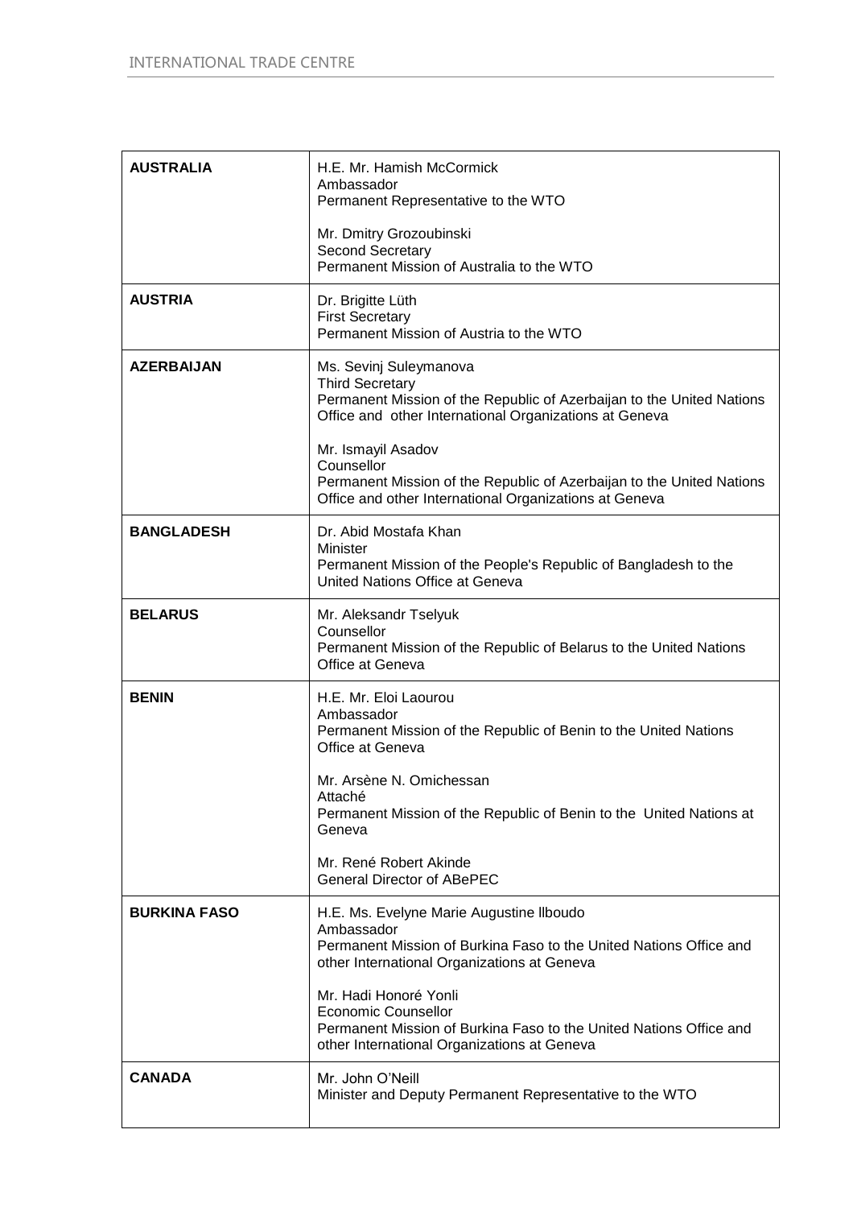| | |
|---|---|
| **AUSTRALIA** | H.E. Mr. Hamish McCormick<br>Ambassador<br>Permanent Representative to the WTO<br><br>Mr. Dmitry Grozoubinski<br>Second Secretary<br>Permanent Mission of Australia to the WTO |
| **AUSTRIA** | Dr. Brigitte Lüth<br>First Secretary<br>Permanent Mission of Austria to the WTO |
| **AZERBAIJAN** | Ms. Sevinj Suleymanova<br>Third Secretary<br>Permanent Mission of the Republic of Azerbaijan to the United Nations Office and other International Organizations at Geneva<br><br>Mr. Ismayil Asadov<br>Counsellor<br>Permanent Mission of the Republic of Azerbaijan to the United Nations Office and other International Organizations at Geneva |
| **BANGLADESH** | Dr. Abid Mostafa Khan<br>Minister<br>Permanent Mission of the People's Republic of Bangladesh to the United Nations Office at Geneva |
| **BELARUS** | Mr. Aleksandr Tselyuk<br>Counsellor<br>Permanent Mission of the Republic of Belarus to the United Nations Office at Geneva |
| **BENIN** | H.E. Mr. Eloi Laourou<br>Ambassador<br>Permanent Mission of the Republic of Benin to the United Nations Office at Geneva<br><br>Mr. Arsène N. Omichessan<br>Attaché<br>Permanent Mission of the Republic of Benin to the United Nations at Geneva<br><br>Mr. René Robert Akinde<br>General Director of ABePEC |
| **BURKINA FASO** | H.E. Ms. Evelyne Marie Augustine llboudo<br>Ambassador<br>Permanent Mission of Burkina Faso to the United Nations Office and other International Organizations at Geneva<br><br>Mr. Hadi Honoré Yonli<br>Economic Counsellor<br>Permanent Mission of Burkina Faso to the United Nations Office and other International Organizations at Geneva |
| **CANADA** | Mr. John O'Neill<br>Minister and Deputy Permanent Representative to the WTO |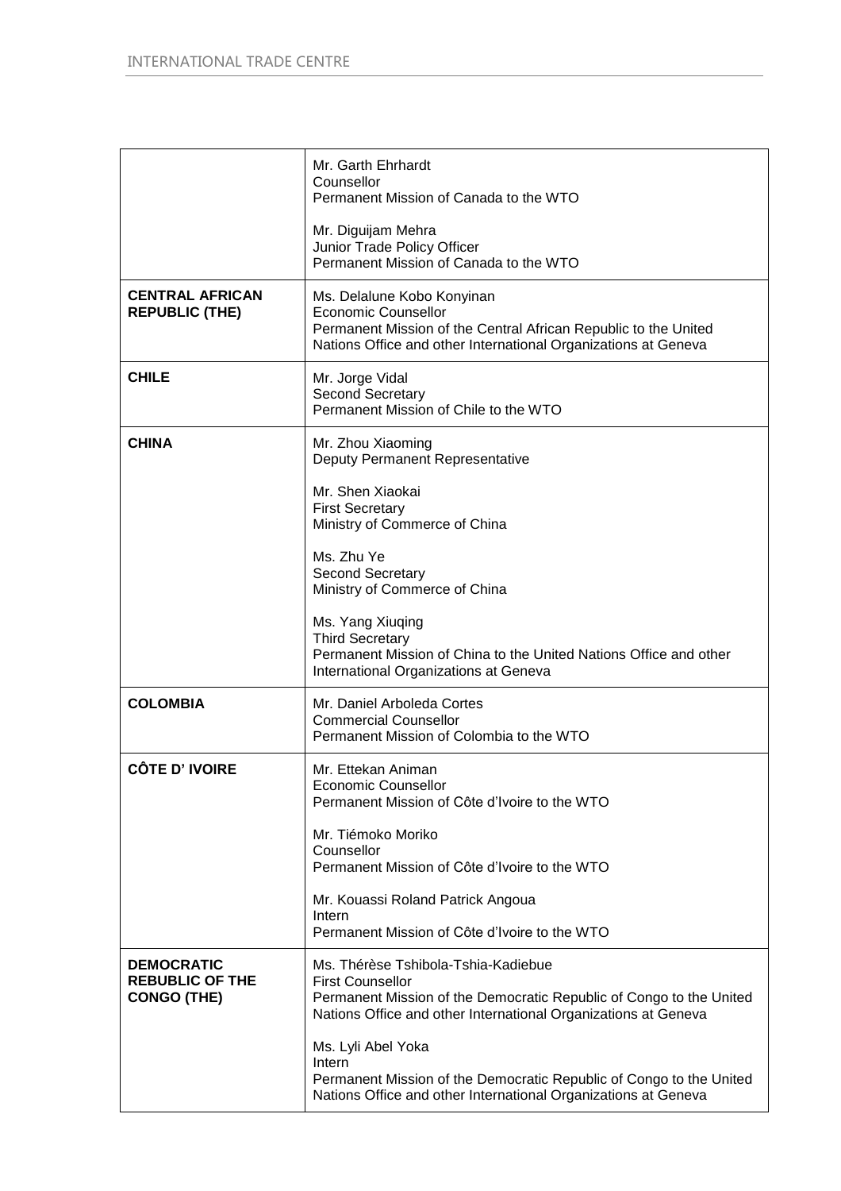| | |
|---|---|
| | Mr. Garth Ehrhardt<br>Counsellor<br>Permanent Mission of Canada to the WTO<br><br>Mr. Diguijam Mehra<br>Junior Trade Policy Officer<br>Permanent Mission of Canada to the WTO |
| **CENTRAL AFRICAN REPUBLIC (THE)** | Ms. Delalune Kobo Konyinan<br>Economic Counsellor<br>Permanent Mission of the Central African Republic to the United Nations Office and other International Organizations at Geneva |
| **CHILE** | Mr. Jorge Vidal<br>Second Secretary<br>Permanent Mission of Chile to the WTO |
| **CHINA** | Mr. Zhou Xiaoming<br>Deputy Permanent Representative<br><br>Mr. Shen Xiaokai<br>First Secretary<br>Ministry of Commerce of China<br><br>Ms. Zhu Ye<br>Second Secretary<br>Ministry of Commerce of China<br><br>Ms. Yang Xiuqing<br>Third Secretary<br>Permanent Mission of China to the United Nations Office and other International Organizations at Geneva |
| **COLOMBIA** | Mr. Daniel Arboleda Cortes<br>Commercial Counsellor<br>Permanent Mission of Colombia to the WTO |
| **CÔTE D' IVOIRE** | Mr. Ettekan Animan<br>Economic Counsellor<br>Permanent Mission of Côte d'Ivoire to the WTO<br><br>Mr. Tiémoko Moriko<br>Counsellor<br>Permanent Mission of Côte d'Ivoire to the WTO<br><br>Mr. Kouassi Roland Patrick Angoua<br>Intern<br>Permanent Mission of Côte d'Ivoire to the WTO |
| **DEMOCRATIC REBUBLIC OF THE CONGO (THE)** | Ms. Thérèse Tshibola-Tshia-Kadiebue<br>First Counsellor<br>Permanent Mission of the Democratic Republic of Congo to the United Nations Office and other International Organizations at Geneva<br><br>Ms. Lyli Abel Yoka<br>Intern<br>Permanent Mission of the Democratic Republic of Congo to the United Nations Office and other International Organizations at Geneva |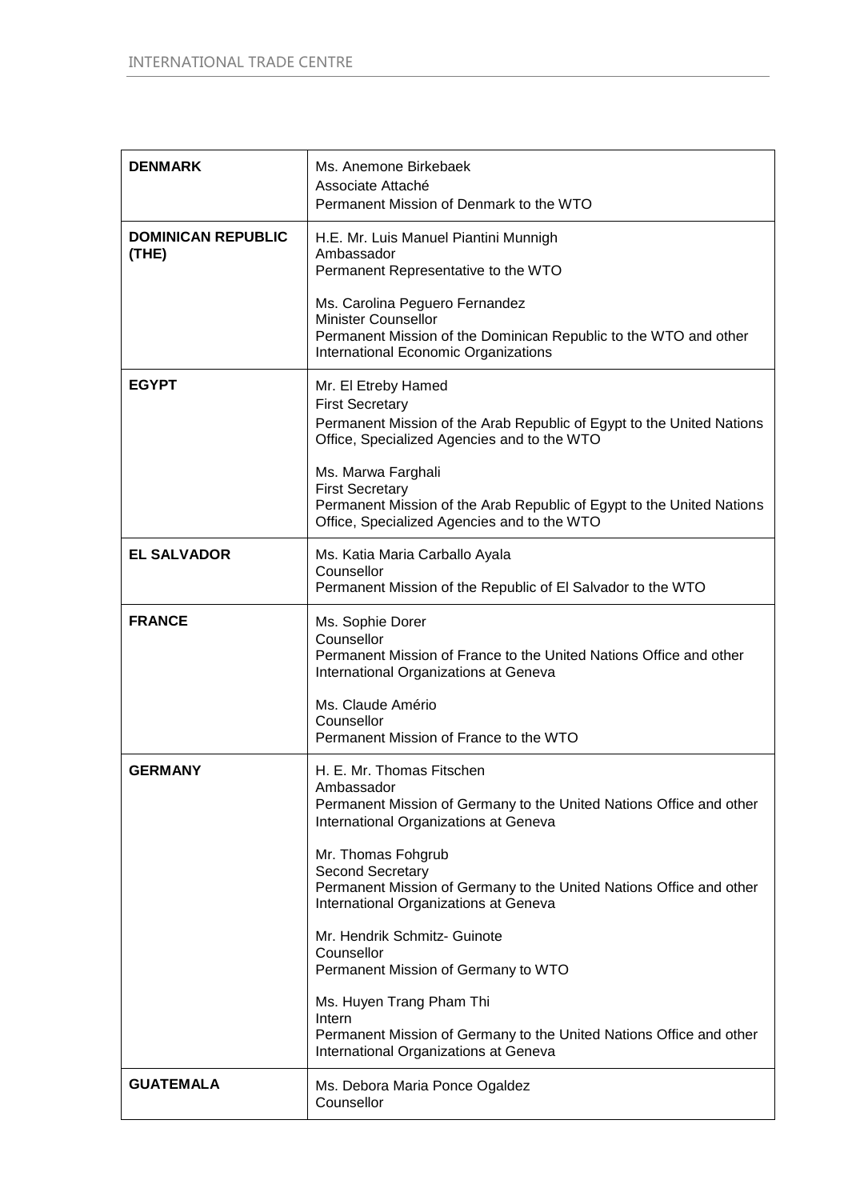| | |
|---|---|
| **DENMARK** | Ms. Anemone Birkebaek<br>Associate Attaché<br>Permanent Mission of Denmark to the WTO |
| **DOMINICAN REPUBLIC (THE)** | H.E. Mr. Luis Manuel Piantini Munnigh<br>Ambassador<br>Permanent Representative to the WTO<br><br>Ms. Carolina Peguero Fernandez<br>Minister Counsellor<br>Permanent Mission of the Dominican Republic to the WTO and other International Economic Organizations |
| **EGYPT** | Mr. El Etreby Hamed<br>First Secretary<br>Permanent Mission of the Arab Republic of Egypt to the United Nations Office, Specialized Agencies and to the WTO<br><br>Ms. Marwa Farghali<br>First Secretary<br>Permanent Mission of the Arab Republic of Egypt to the United Nations Office, Specialized Agencies and to the WTO |
| **EL SALVADOR** | Ms. Katia Maria Carballo Ayala<br>Counsellor<br>Permanent Mission of the Republic of El Salvador to the WTO |
| **FRANCE** | Ms. Sophie Dorer<br>Counsellor<br>Permanent Mission of France to the United Nations Office and other International Organizations at Geneva<br><br>Ms. Claude Amério<br>Counsellor<br>Permanent Mission of France to the WTO |
| **GERMANY** | H. E. Mr. Thomas Fitschen<br>Ambassador<br>Permanent Mission of Germany to the United Nations Office and other International Organizations at Geneva<br><br>Mr. Thomas Fohgrub<br>Second Secretary<br>Permanent Mission of Germany to the United Nations Office and other International Organizations at Geneva<br><br>Mr. Hendrik Schmitz- Guinote<br>Counsellor<br>Permanent Mission of Germany to WTO<br><br>Ms. Huyen Trang Pham Thi<br>Intern<br>Permanent Mission of Germany to the United Nations Office and other International Organizations at Geneva |
| **GUATEMALA** | Ms. Debora Maria Ponce Ogaldez<br>Counsellor |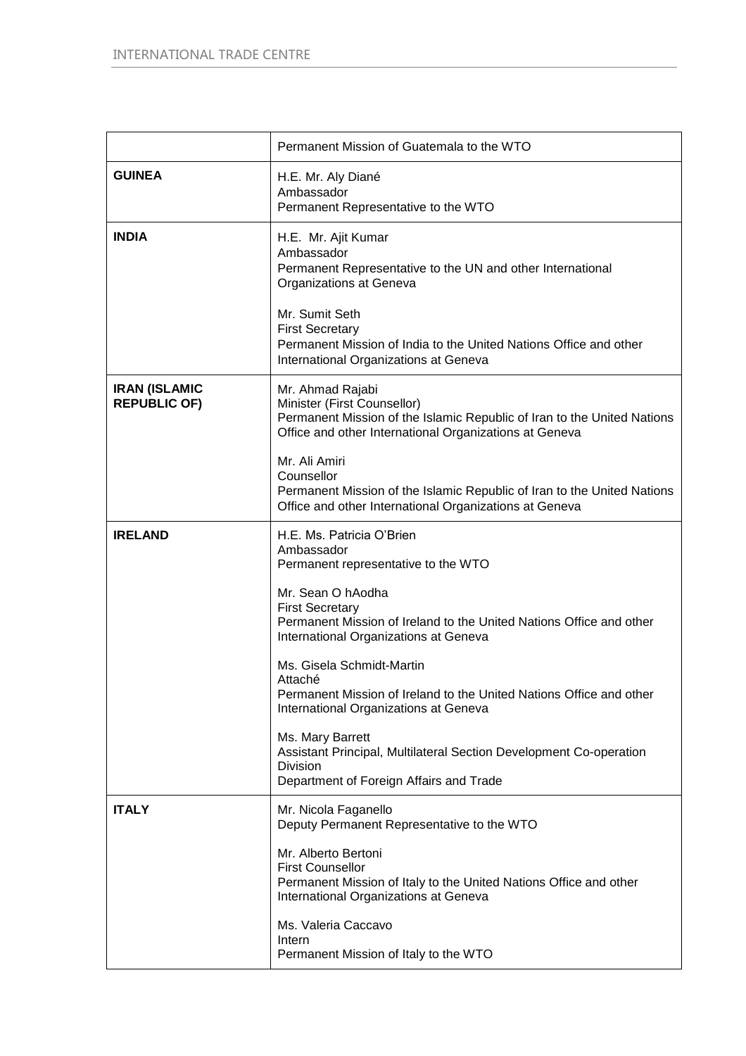| | |
|---|---|
| | Permanent Mission of Guatemala to the WTO |
| **GUINEA** | H.E. Mr. Aly Diané<br>Ambassador<br>Permanent Representative to the WTO |
| **INDIA** | H.E. Mr. Ajit Kumar<br>Ambassador<br>Permanent Representative to the UN and other International Organizations at Geneva<br><br>Mr. Sumit Seth<br>First Secretary<br>Permanent Mission of India to the United Nations Office and other International Organizations at Geneva |
| **IRAN (ISLAMIC REPUBLIC OF)** | Mr. Ahmad Rajabi<br>Minister (First Counsellor)<br>Permanent Mission of the Islamic Republic of Iran to the United Nations Office and other International Organizations at Geneva<br><br>Mr. Ali Amiri<br>Counsellor<br>Permanent Mission of the Islamic Republic of Iran to the United Nations Office and other International Organizations at Geneva |
| **IRELAND** | H.E. Ms. Patricia O'Brien<br>Ambassador<br>Permanent representative to the WTO<br><br>Mr. Sean O hAodha<br>First Secretary<br>Permanent Mission of Ireland to the United Nations Office and other International Organizations at Geneva<br><br>Ms. Gisela Schmidt-Martin<br>Attaché<br>Permanent Mission of Ireland to the United Nations Office and other International Organizations at Geneva<br><br>Ms. Mary Barrett<br>Assistant Principal, Multilateral Section Development Co-operation Division<br>Department of Foreign Affairs and Trade |
| **ITALY** | Mr. Nicola Faganello<br>Deputy Permanent Representative to the WTO<br><br>Mr. Alberto Bertoni<br>First Counsellor<br>Permanent Mission of Italy to the United Nations Office and other International Organizations at Geneva<br><br>Ms. Valeria Caccavo<br>Intern<br>Permanent Mission of Italy to the WTO |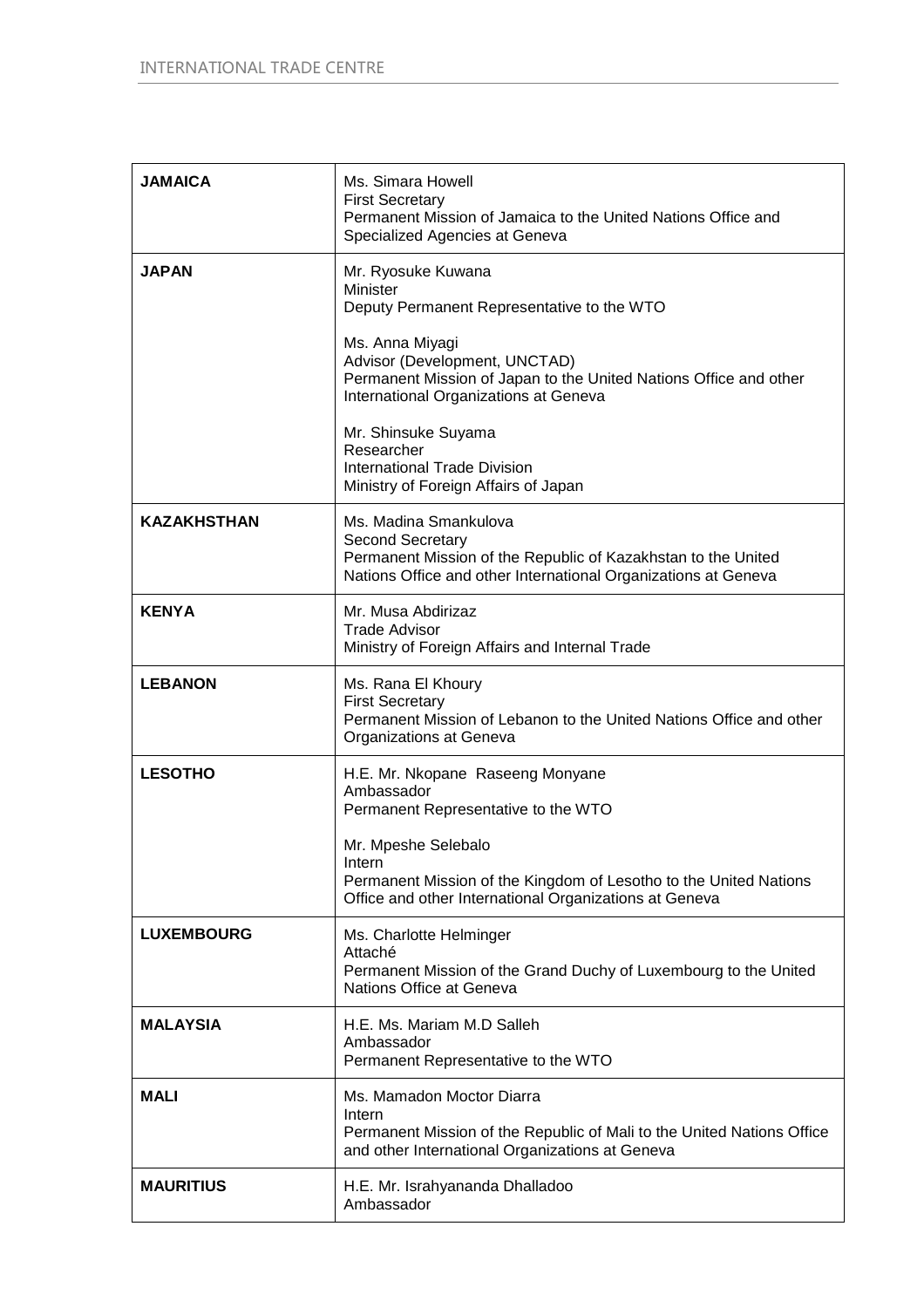| | |
|---|---|
| **JAMAICA** | Ms. Simara Howell<br>First Secretary<br>Permanent Mission of Jamaica to the United Nations Office and Specialized Agencies at Geneva |
| **JAPAN** | Mr. Ryosuke Kuwana<br>Minister<br>Deputy Permanent Representative to the WTO<br><br>Ms. Anna Miyagi<br>Advisor (Development, UNCTAD)<br>Permanent Mission of Japan to the United Nations Office and other International Organizations at Geneva<br><br>Mr. Shinsuke Suyama<br>Researcher<br>International Trade Division<br>Ministry of Foreign Affairs of Japan |
| **KAZAKHSTHAN** | Ms. Madina Smankulova<br>Second Secretary<br>Permanent Mission of the Republic of Kazakhstan to the United Nations Office and other International Organizations at Geneva |
| **KENYA** | Mr. Musa Abdirizaz<br>Trade Advisor<br>Ministry of Foreign Affairs and Internal Trade |
| **LEBANON** | Ms. Rana El Khoury<br>First Secretary<br>Permanent Mission of Lebanon to the United Nations Office and other Organizations at Geneva |
| **LESOTHO** | H.E. Mr. Nkopane Raseeng Monyane<br>Ambassador<br>Permanent Representative to the WTO<br><br>Mr. Mpeshe Selebalo<br>Intern<br>Permanent Mission of the Kingdom of Lesotho to the United Nations Office and other International Organizations at Geneva |
| **LUXEMBOURG** | Ms. Charlotte Helminger<br>Attaché<br>Permanent Mission of the Grand Duchy of Luxembourg to the United Nations Office at Geneva |
| **MALAYSIA** | H.E. Ms. Mariam M.D Salleh<br>Ambassador<br>Permanent Representative to the WTO |
| **MALI** | Ms. Mamadon Moctor Diarra<br>Intern<br>Permanent Mission of the Republic of Mali to the United Nations Office and other International Organizations at Geneva |
| **MAURITIUS** | H.E. Mr. Israhyananda Dhalladoo<br>Ambassador |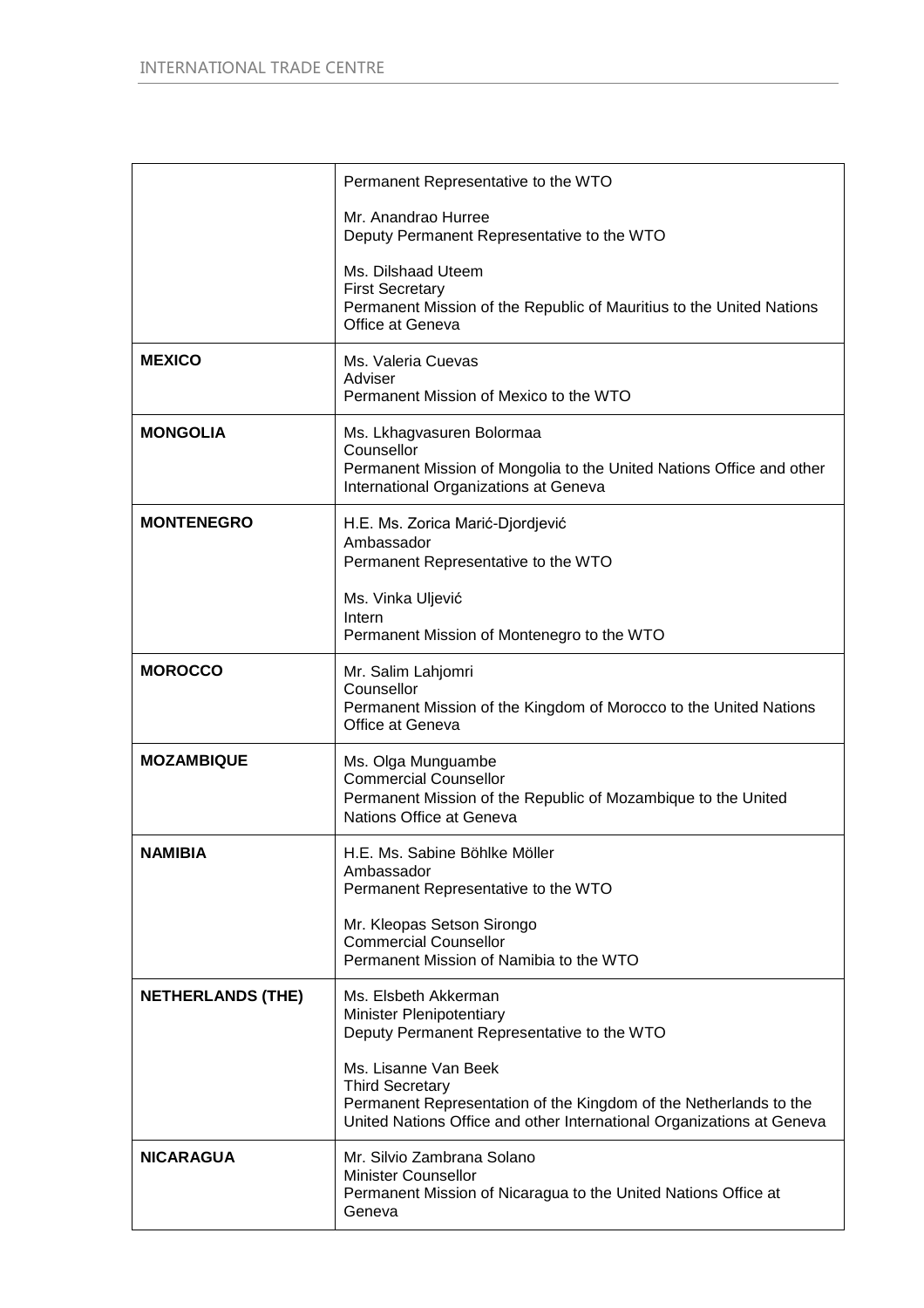| | |
|---|---|
| | Permanent Representative to the WTO<br><br>Mr. Anandrao Hurree<br>Deputy Permanent Representative to the WTO<br><br>Ms. Dilshaad Uteem<br>First Secretary<br>Permanent Mission of the Republic of Mauritius to the United Nations Office at Geneva |
| **MEXICO** | Ms. Valeria Cuevas<br>Adviser<br>Permanent Mission of Mexico to the WTO |
| **MONGOLIA** | Ms. Lkhagvasuren Bolormaa<br>Counsellor<br>Permanent Mission of Mongolia to the United Nations Office and other International Organizations at Geneva |
| **MONTENEGRO** | H.E. Ms. Zorica Marić-Djordjević<br>Ambassador<br>Permanent Representative to the WTO<br><br>Ms. Vinka Uljević<br>Intern<br>Permanent Mission of Montenegro to the WTO |
| **MOROCCO** | Mr. Salim Lahjomri<br>Counsellor<br>Permanent Mission of the Kingdom of Morocco to the United Nations Office at Geneva |
| **MOZAMBIQUE** | Ms. Olga Munguambe<br>Commercial Counsellor<br>Permanent Mission of the Republic of Mozambique to the United Nations Office at Geneva |
| **NAMIBIA** | H.E. Ms. Sabine Böhlke Möller<br>Ambassador<br>Permanent Representative to the WTO<br><br>Mr. Kleopas Setson Sirongo<br>Commercial Counsellor<br>Permanent Mission of Namibia to the WTO |
| **NETHERLANDS (THE)** | Ms. Elsbeth Akkerman<br>Minister Plenipotentiary<br>Deputy Permanent Representative to the WTO<br><br>Ms. Lisanne Van Beek<br>Third Secretary<br>Permanent Representation of the Kingdom of the Netherlands to the United Nations Office and other International Organizations at Geneva |
| **NICARAGUA** | Mr. Silvio Zambrana Solano<br>Minister Counsellor<br>Permanent Mission of Nicaragua to the United Nations Office at Geneva |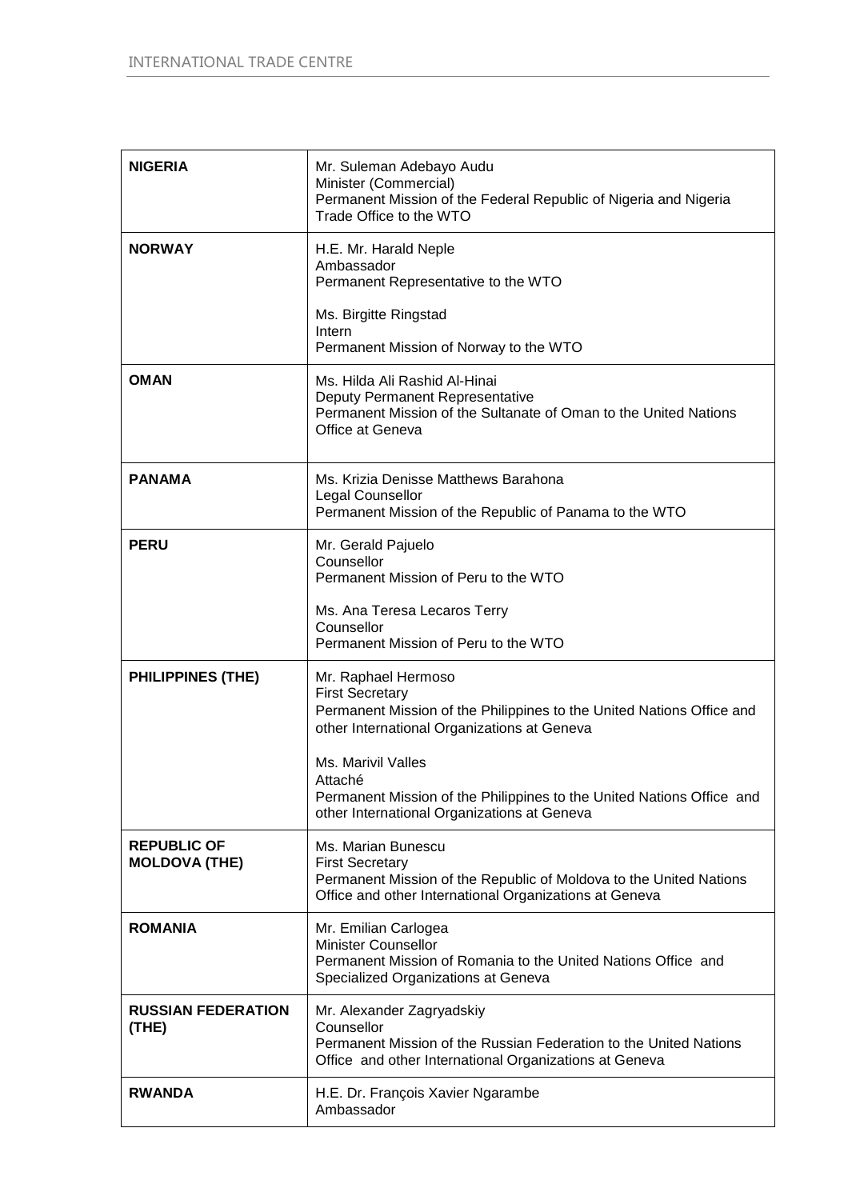| | |
|---|---|
| **NIGERIA** | Mr. Suleman Adebayo Audu<br>Minister (Commercial)<br>Permanent Mission of the Federal Republic of Nigeria and Nigeria Trade Office to the WTO |
| **NORWAY** | H.E. Mr. Harald Neple<br>Ambassador<br>Permanent Representative to the WTO<br><br>Ms. Birgitte Ringstad<br>Intern<br>Permanent Mission of Norway to the WTO |
| **OMAN** | Ms. Hilda Ali Rashid Al-Hinai<br>Deputy Permanent Representative<br>Permanent Mission of the Sultanate of Oman to the United Nations Office at Geneva |
| **PANAMA** | Ms. Krizia Denisse Matthews Barahona<br>Legal Counsellor<br>Permanent Mission of the Republic of Panama to the WTO |
| **PERU** | Mr. Gerald Pajuelo<br>Counsellor<br>Permanent Mission of Peru to the WTO<br><br>Ms. Ana Teresa Lecaros Terry<br>Counsellor<br>Permanent Mission of Peru to the WTO |
| **PHILIPPINES (THE)** | Mr. Raphael Hermoso<br>First Secretary<br>Permanent Mission of the Philippines to the United Nations Office and other International Organizations at Geneva<br><br>Ms. Marivil Valles<br>Attaché<br>Permanent Mission of the Philippines to the United Nations Office and other International Organizations at Geneva |
| **REPUBLIC OF MOLDOVA (THE)** | Ms. Marian Bunescu<br>First Secretary<br>Permanent Mission of the Republic of Moldova to the United Nations Office and other International Organizations at Geneva |
| **ROMANIA** | Mr. Emilian Carlogea<br>Minister Counsellor<br>Permanent Mission of Romania to the United Nations Office and Specialized Organizations at Geneva |
| **RUSSIAN FEDERATION (THE)** | Mr. Alexander Zagryadskiy<br>Counsellor<br>Permanent Mission of the Russian Federation to the United Nations Office and other International Organizations at Geneva |
| **RWANDA** | H.E. Dr. François Xavier Ngarambe<br>Ambassador |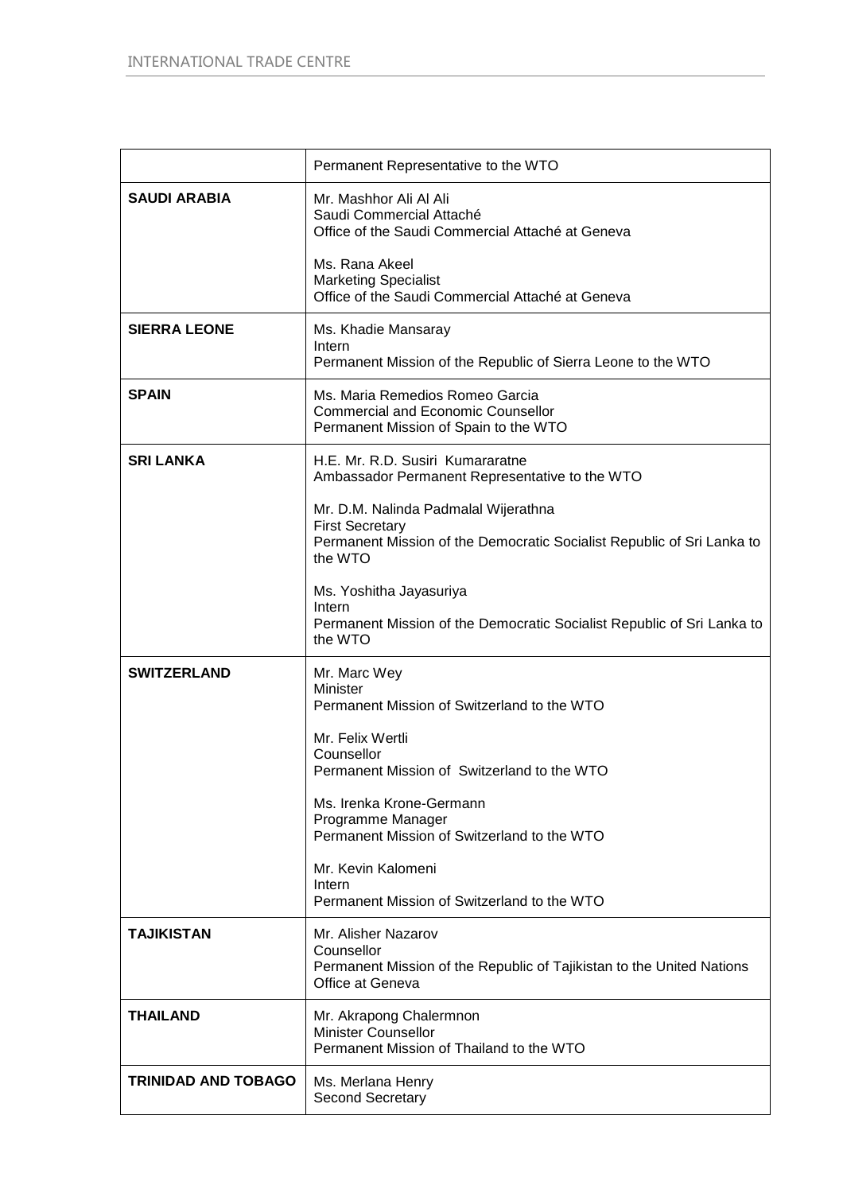| | |
|---|---|
| | Permanent Representative to the WTO |
| **SAUDI ARABIA** | Mr. Mashhor Ali Al Ali<br>Saudi Commercial Attaché<br>Office of the Saudi Commercial Attaché at Geneva<br><br>Ms. Rana Akeel<br>Marketing Specialist<br>Office of the Saudi Commercial Attaché at Geneva |
| **SIERRA LEONE** | Ms. Khadie Mansaray<br>Intern<br>Permanent Mission of the Republic of Sierra Leone to the WTO |
| **SPAIN** | Ms. Maria Remedios Romeo Garcia<br>Commercial and Economic Counsellor<br>Permanent Mission of Spain to the WTO |
| **SRI LANKA** | H.E. Mr. R.D. Susiri Kumararatne<br>Ambassador Permanent Representative to the WTO<br><br>Mr. D.M. Nalinda Padmalal Wijerathna<br>First Secretary<br>Permanent Mission of the Democratic Socialist Republic of Sri Lanka to the WTO<br><br>Ms. Yoshitha Jayasuriya<br>Intern<br>Permanent Mission of the Democratic Socialist Republic of Sri Lanka to the WTO |
| **SWITZERLAND** | Mr. Marc Wey<br>Minister<br>Permanent Mission of Switzerland to the WTO<br><br>Mr. Felix Wertli<br>Counsellor<br>Permanent Mission of Switzerland to the WTO<br><br>Ms. Irenka Krone-Germann<br>Programme Manager<br>Permanent Mission of Switzerland to the WTO<br><br>Mr. Kevin Kalomeni<br>Intern<br>Permanent Mission of Switzerland to the WTO |
| **TAJIKISTAN** | Mr. Alisher Nazarov<br>Counsellor<br>Permanent Mission of the Republic of Tajikistan to the United Nations Office at Geneva |
| **THAILAND** | Mr. Akrapong Chalermnon<br>Minister Counsellor<br>Permanent Mission of Thailand to the WTO |
| **TRINIDAD AND TOBAGO** | Ms. Merlana Henry<br>Second Secretary |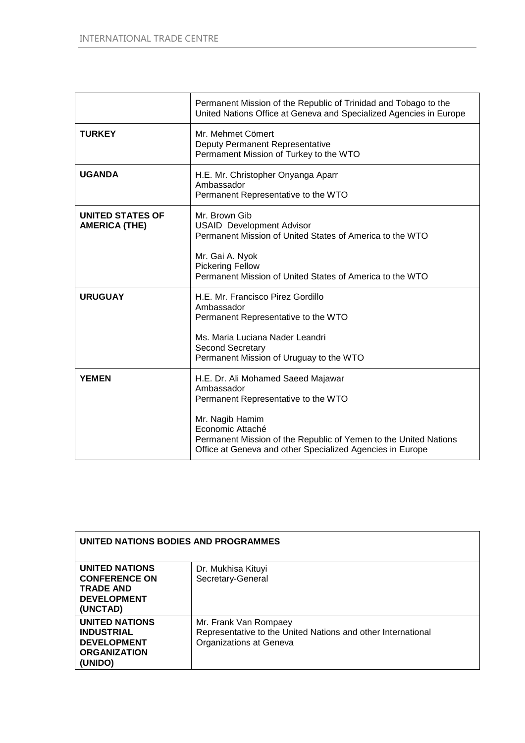| | |
|---|---|
| | Permanent Mission of the Republic of Trinidad and Tobago to the United Nations Office at Geneva and Specialized Agencies in Europe |
| **TURKEY** | Mr. Mehmet Cömert<br>Deputy Permanent Representative<br>Permament Mission of Turkey to the WTO |
| **UGANDA** | H.E. Mr. Christopher Onyanga Aparr<br>Ambassador<br>Permanent Representative to the WTO |
| **UNITED STATES OF AMERICA (THE)** | Mr. Brown Gib<br>USAID Development Advisor<br>Permanent Mission of United States of America to the WTO<br><br>Mr. Gai A. Nyok<br>Pickering Fellow<br>Permanent Mission of United States of America to the WTO |
| **URUGUAY** | H.E. Mr. Francisco Pirez Gordillo<br>Ambassador<br>Permanent Representative to the WTO<br><br>Ms. Maria Luciana Nader Leandri<br>Second Secretary<br>Permanent Mission of Uruguay to the WTO |
| **YEMEN** | H.E. Dr. Ali Mohamed Saeed Majawar<br>Ambassador<br>Permanent Representative to the WTO<br><br>Mr. Nagib Hamim<br>Economic Attaché<br>Permanent Mission of the Republic of Yemen to the United Nations Office at Geneva and other Specialized Agencies in Europe |

| **UNITED NATIONS BODIES AND PROGRAMMES** | |
|---|---|
| **UNITED NATIONS CONFERENCE ON TRADE AND DEVELOPMENT (UNCTAD)** | Dr. Mukhisa Kituyi<br>Secretary-General |
| **UNITED NATIONS INDUSTRIAL DEVELOPMENT ORGANIZATION (UNIDO)** | Mr. Frank Van Rompaey<br>Representative to the United Nations and other International Organizations at Geneva |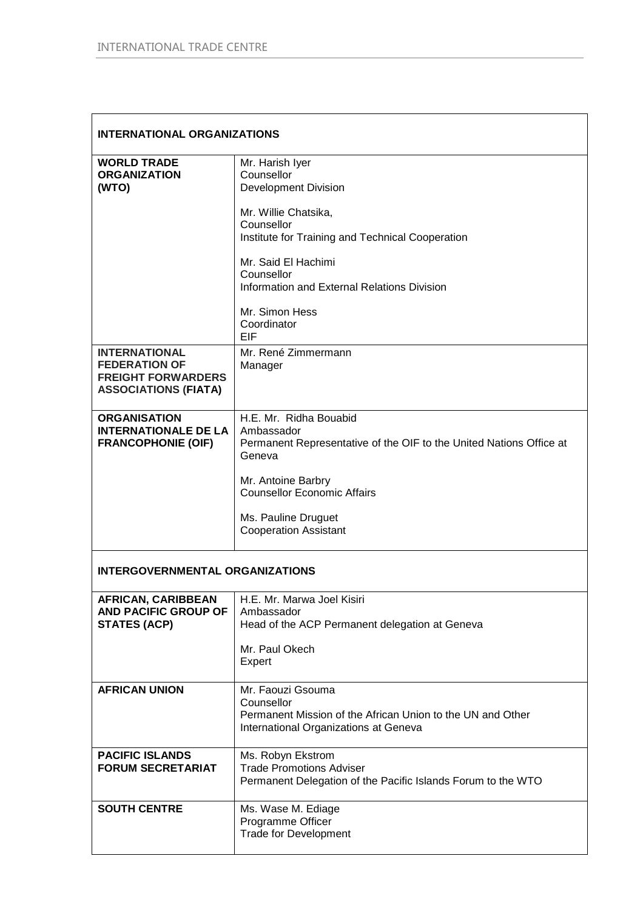| | |
|---|---|
| **INTERNATIONAL ORGANIZATIONS** | |
| **WORLD TRADE ORGANIZATION (WTO)** | Mr. Harish Iyer<br>Counsellor<br>Development Division<br><br>Mr. Willie Chatsika,<br>Counsellor<br>Institute for Training and Technical Cooperation<br><br>Mr. Said El Hachimi<br>Counsellor<br>Information and External Relations Division<br><br>Mr. Simon Hess<br>Coordinator<br>EIF |
| **INTERNATIONAL FEDERATION OF FREIGHT FORWARDERS ASSOCIATIONS (FIATA)** | Mr. René Zimmermann<br>Manager |
| **ORGANISATION INTERNATIONALE DE LA FRANCOPHONIE (OIF)** | H.E. Mr. Ridha Bouabid<br>Ambassador<br>Permanent Representative of the OIF to the United Nations Office at Geneva<br><br>Mr. Antoine Barbry<br>Counsellor Economic Affairs<br><br>Ms. Pauline Druguet<br>Cooperation Assistant |
| **INTERGOVERNMENTAL ORGANIZATIONS** | |
| **AFRICAN, CARIBBEAN AND PACIFIC GROUP OF STATES (ACP)** | H.E. Mr. Marwa Joel Kisiri<br>Ambassador<br>Head of the ACP Permanent delegation at Geneva<br><br>Mr. Paul Okech<br>Expert |
| **AFRICAN UNION** | Mr. Faouzi Gsouma<br>Counsellor<br>Permanent Mission of the African Union to the UN and Other International Organizations at Geneva |
| **PACIFIC ISLANDS FORUM SECRETARIAT** | Ms. Robyn Ekstrom<br>Trade Promotions Adviser<br>Permanent Delegation of the Pacific Islands Forum to the WTO |
| **SOUTH CENTRE** | Ms. Wase M. Ediage<br>Programme Officer<br>Trade for Development |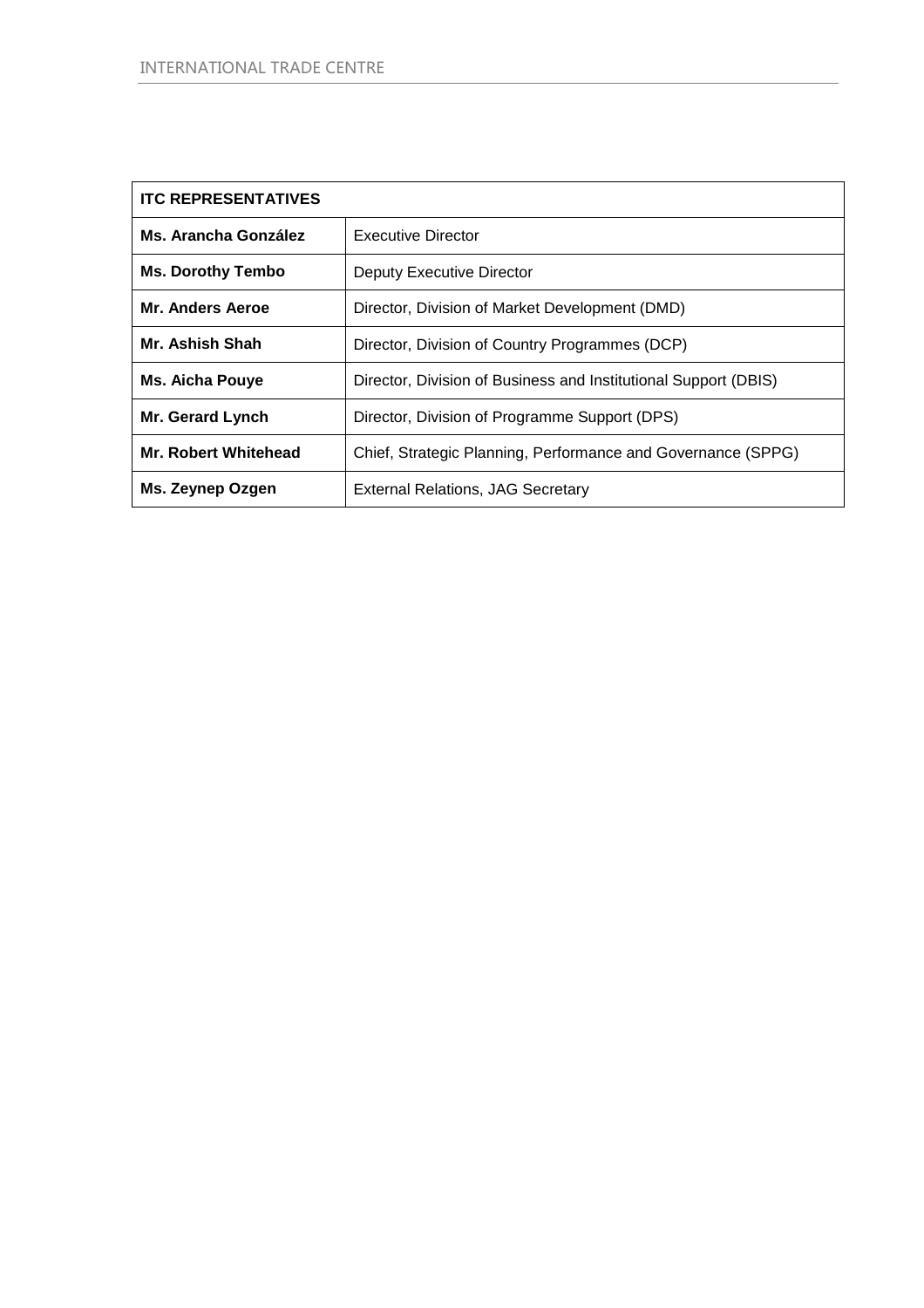| ITC REPRESENTATIVES | |
| --- | --- |
| **Ms. Arancha González** | Executive Director |
| **Ms. Dorothy Tembo** | Deputy Executive Director |
| **Mr. Anders Aeroe** | Director, Division of Market Development (DMD) |
| **Mr. Ashish Shah** | Director, Division of Country Programmes (DCP) |
| **Ms. Aicha Pouye** | Director, Division of Business and Institutional Support (DBIS) |
| **Mr. Gerard Lynch** | Director, Division of Programme Support (DPS) |
| **Mr. Robert Whitehead** | Chief, Strategic Planning, Performance and Governance (SPPG) |
| **Ms. Zeynep Ozgen** | External Relations, JAG Secretary |